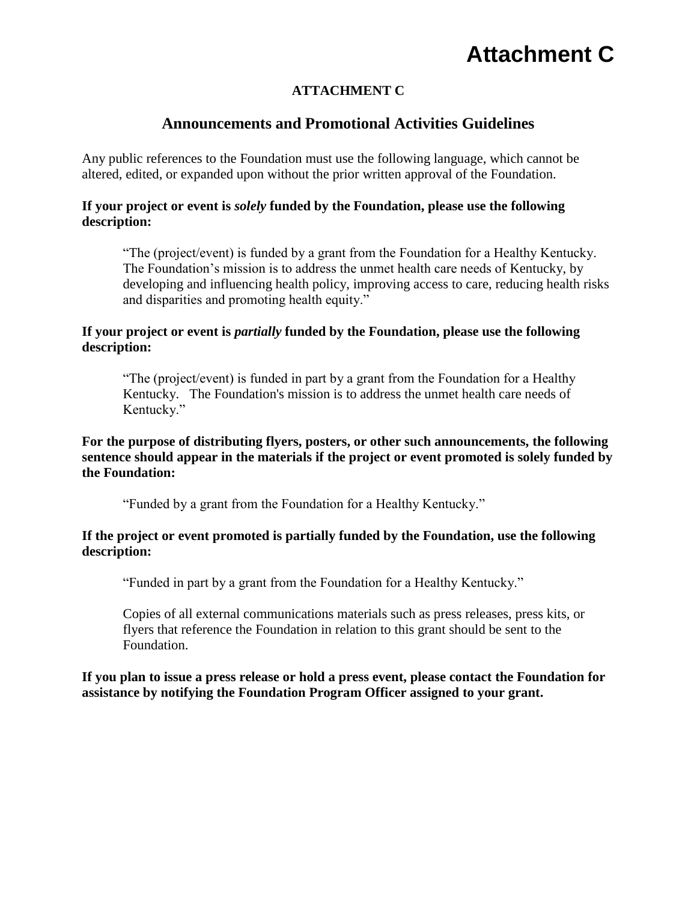# Attachment C

## ATTACHMENT C

## Announcements and Promotional Activities Guidelines

Any public references to the Foundation must use the following language, which cannot be altered, edited, or expanded upon without the prior written approval of the Foundation.

**If your project or event is *solely* funded by the Foundation, please use the following description:**

> "The (project/event) is funded by a grant from the Foundation for a Healthy Kentucky. The Foundation's mission is to address the unmet health care needs of Kentucky, by developing and influencing health policy, improving access to care, reducing health risks and disparities and promoting health equity."

**If your project or event is *partially* funded by the Foundation, please use the following description:**

> "The (project/event) is funded in part by a grant from the Foundation for a Healthy Kentucky. The Foundation's mission is to address the unmet health care needs of Kentucky."

**For the purpose of distributing flyers, posters, or other such announcements, the following sentence should appear in the materials if the project or event promoted is solely funded by the Foundation:**

> "Funded by a grant from the Foundation for a Healthy Kentucky."

**If the project or event promoted is partially funded by the Foundation, use the following description:**

> "Funded in part by a grant from the Foundation for a Healthy Kentucky."
>
> Copies of all external communications materials such as press releases, press kits, or flyers that reference the Foundation in relation to this grant should be sent to the Foundation.

**If you plan to issue a press release or hold a press event, please contact the Foundation for assistance by notifying the Foundation Program Officer assigned to your grant.**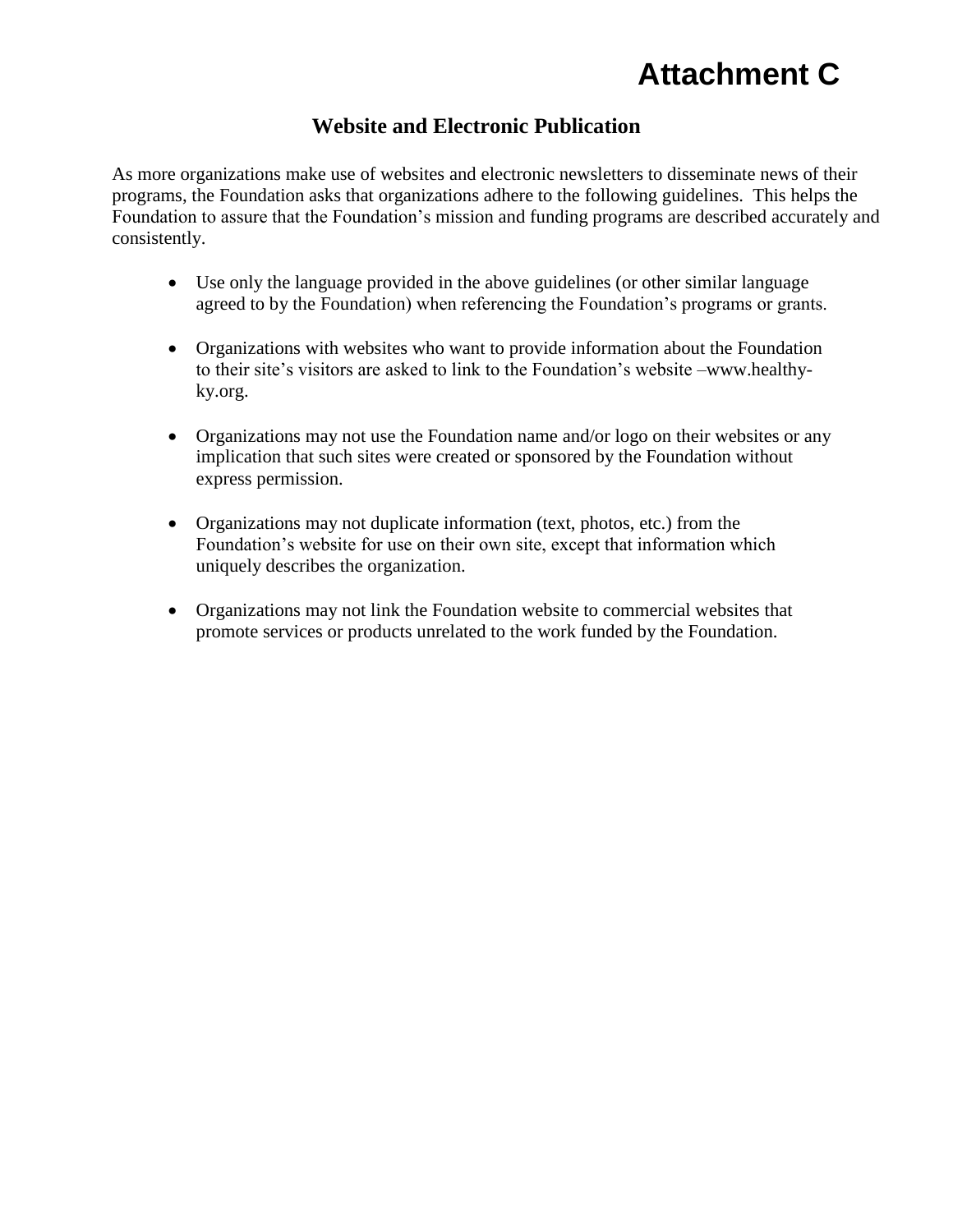# Attachment C

## Website and Electronic Publication

As more organizations make use of websites and electronic newsletters to disseminate news of their programs, the Foundation asks that organizations adhere to the following guidelines. This helps the Foundation to assure that the Foundation's mission and funding programs are described accurately and consistently.

- Use only the language provided in the above guidelines (or other similar language agreed to by the Foundation) when referencing the Foundation's programs or grants.

- Organizations with websites who want to provide information about the Foundation to their site's visitors are asked to link to the Foundation's website –www.healthy-ky.org.

- Organizations may not use the Foundation name and/or logo on their websites or any implication that such sites were created or sponsored by the Foundation without express permission.

- Organizations may not duplicate information (text, photos, etc.) from the Foundation's website for use on their own site, except that information which uniquely describes the organization.

- Organizations may not link the Foundation website to commercial websites that promote services or products unrelated to the work funded by the Foundation.